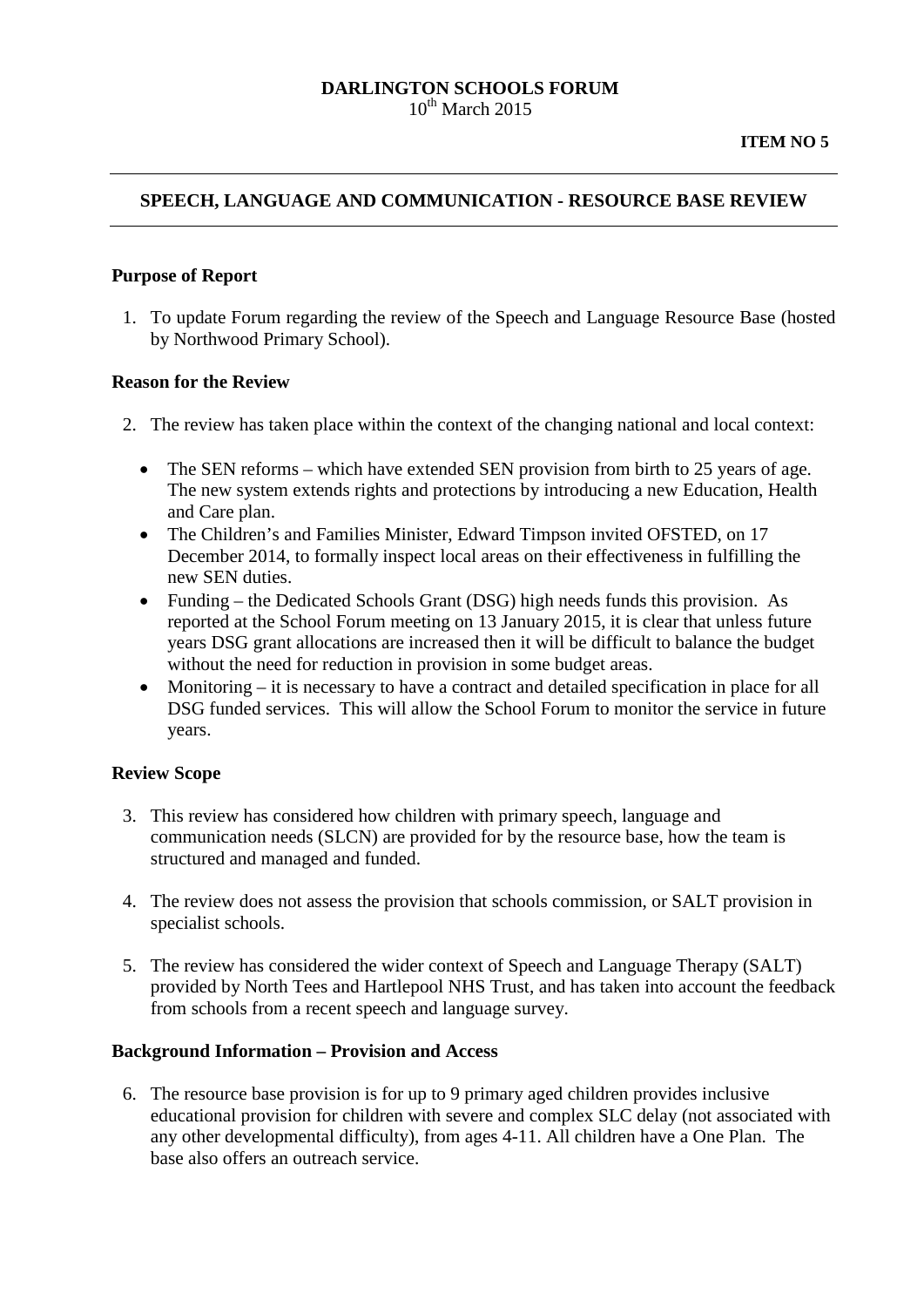**DARLINGTON SCHOOLS FORUM**
10th March 2015

**ITEM NO 5**

---

## SPEECH, LANGUAGE AND COMMUNICATION - RESOURCE BASE REVIEW

---

### Purpose of Report

1. To update Forum regarding the review of the Speech and Language Resource Base (hosted by Northwood Primary School).

### Reason for the Review

2. The review has taken place within the context of the changing national and local context:

   - The SEN reforms – which have extended SEN provision from birth to 25 years of age. The new system extends rights and protections by introducing a new Education, Health and Care plan.
   - The Children's and Families Minister, Edward Timpson invited OFSTED, on 17 December 2014, to formally inspect local areas on their effectiveness in fulfilling the new SEN duties.
   - Funding – the Dedicated Schools Grant (DSG) high needs funds this provision. As reported at the School Forum meeting on 13 January 2015, it is clear that unless future years DSG grant allocations are increased then it will be difficult to balance the budget without the need for reduction in provision in some budget areas.
   - Monitoring – it is necessary to have a contract and detailed specification in place for all DSG funded services. This will allow the School Forum to monitor the service in future years.

### Review Scope

3. This review has considered how children with primary speech, language and communication needs (SLCN) are provided for by the resource base, how the team is structured and managed and funded.

4. The review does not assess the provision that schools commission, or SALT provision in specialist schools.

5. The review has considered the wider context of Speech and Language Therapy (SALT) provided by North Tees and Hartlepool NHS Trust, and has taken into account the feedback from schools from a recent speech and language survey.

### Background Information – Provision and Access

6. The resource base provision is for up to 9 primary aged children provides inclusive educational provision for children with severe and complex SLC delay (not associated with any other developmental difficulty), from ages 4-11. All children have a One Plan. The base also offers an outreach service.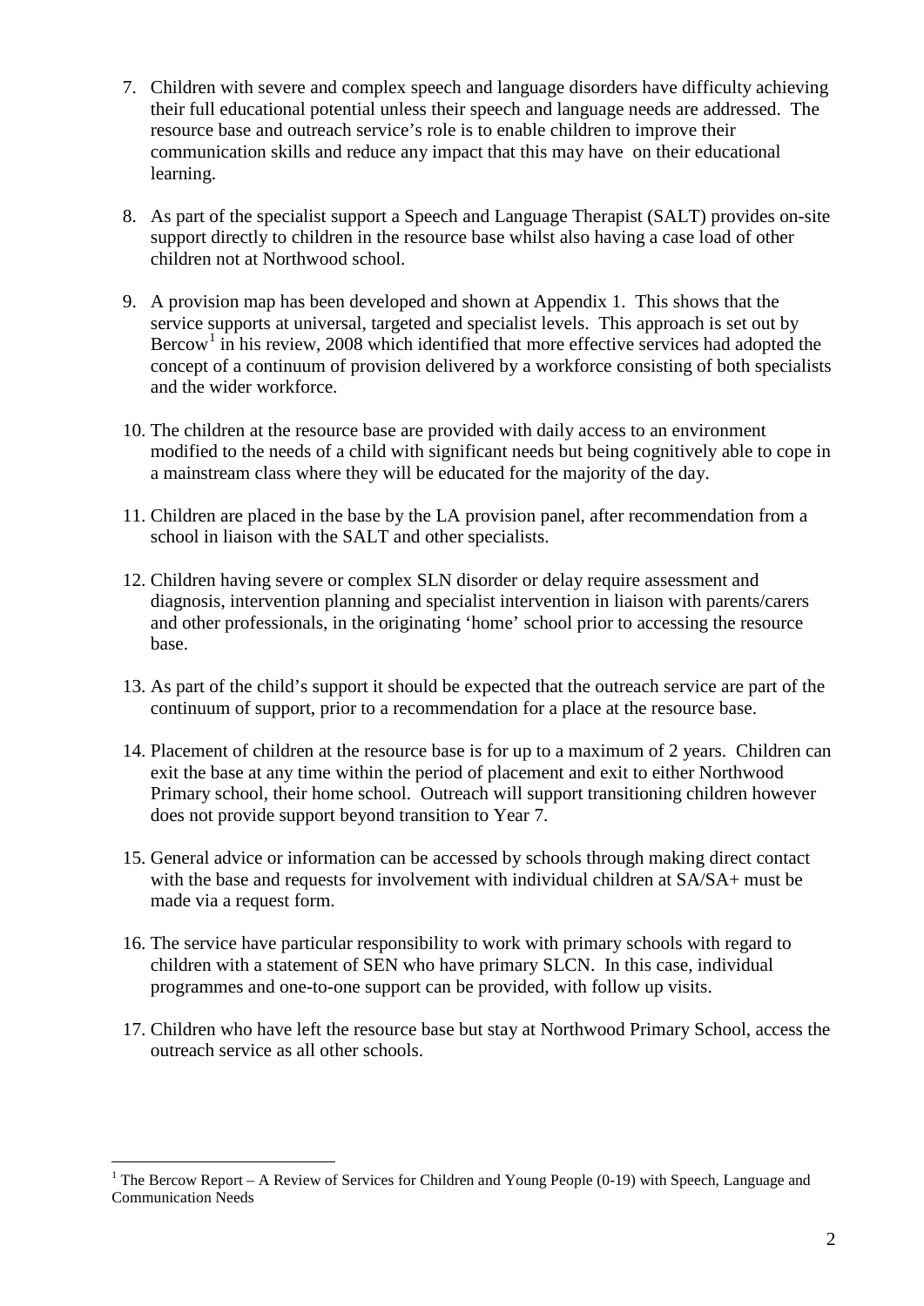7. Children with severe and complex speech and language disorders have difficulty achieving their full educational potential unless their speech and language needs are addressed. The resource base and outreach service's role is to enable children to improve their communication skills and reduce any impact that this may have on their educational learning.

8. As part of the specialist support a Speech and Language Therapist (SALT) provides on-site support directly to children in the resource base whilst also having a case load of other children not at Northwood school.

9. A provision map has been developed and shown at Appendix 1. This shows that the service supports at universal, targeted and specialist levels. This approach is set out by Bercow[1] in his review, 2008 which identified that more effective services had adopted the concept of a continuum of provision delivered by a workforce consisting of both specialists and the wider workforce.

10. The children at the resource base are provided with daily access to an environment modified to the needs of a child with significant needs but being cognitively able to cope in a mainstream class where they will be educated for the majority of the day.

11. Children are placed in the base by the LA provision panel, after recommendation from a school in liaison with the SALT and other specialists.

12. Children having severe or complex SLN disorder or delay require assessment and diagnosis, intervention planning and specialist intervention in liaison with parents/carers and other professionals, in the originating 'home' school prior to accessing the resource base.

13. As part of the child's support it should be expected that the outreach service are part of the continuum of support, prior to a recommendation for a place at the resource base.

14. Placement of children at the resource base is for up to a maximum of 2 years. Children can exit the base at any time within the period of placement and exit to either Northwood Primary school, their home school. Outreach will support transitioning children however does not provide support beyond transition to Year 7.

15. General advice or information can be accessed by schools through making direct contact with the base and requests for involvement with individual children at SA/SA+ must be made via a request form.

16. The service have particular responsibility to work with primary schools with regard to children with a statement of SEN who have primary SLCN. In this case, individual programmes and one-to-one support can be provided, with follow up visits.

17. Children who have left the resource base but stay at Northwood Primary School, access the outreach service as all other schools.

---

[1] The Bercow Report – A Review of Services for Children and Young People (0-19) with Speech, Language and Communication Needs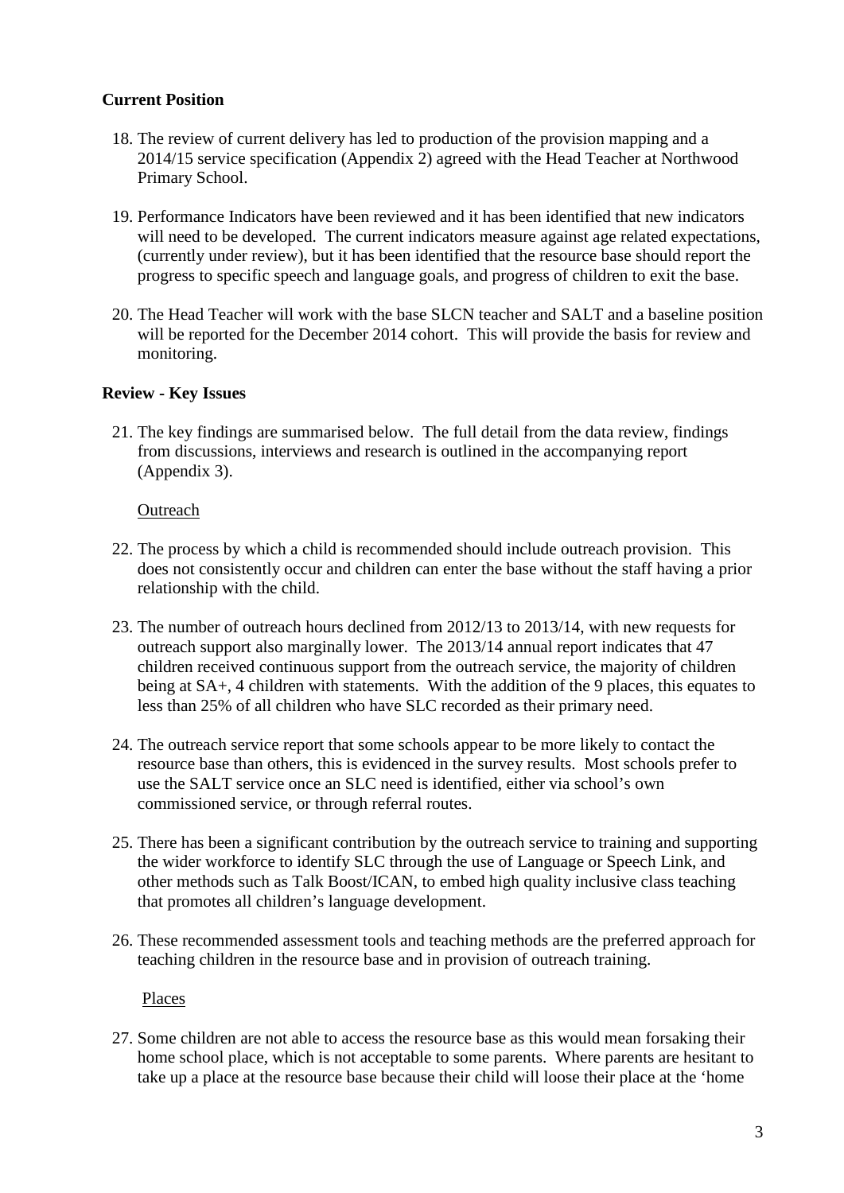**Current Position**

18. The review of current delivery has led to production of the provision mapping and a 2014/15 service specification (Appendix 2) agreed with the Head Teacher at Northwood Primary School.

19. Performance Indicators have been reviewed and it has been identified that new indicators will need to be developed. The current indicators measure against age related expectations, (currently under review), but it has been identified that the resource base should report the progress to specific speech and language goals, and progress of children to exit the base.

20. The Head Teacher will work with the base SLCN teacher and SALT and a baseline position will be reported for the December 2014 cohort. This will provide the basis for review and monitoring.

**Review - Key Issues**

21. The key findings are summarised below. The full detail from the data review, findings from discussions, interviews and research is outlined in the accompanying report (Appendix 3).

<u>Outreach</u>

22. The process by which a child is recommended should include outreach provision. This does not consistently occur and children can enter the base without the staff having a prior relationship with the child.

23. The number of outreach hours declined from 2012/13 to 2013/14, with new requests for outreach support also marginally lower. The 2013/14 annual report indicates that 47 children received continuous support from the outreach service, the majority of children being at SA+, 4 children with statements. With the addition of the 9 places, this equates to less than 25% of all children who have SLC recorded as their primary need.

24. The outreach service report that some schools appear to be more likely to contact the resource base than others, this is evidenced in the survey results. Most schools prefer to use the SALT service once an SLC need is identified, either via school's own commissioned service, or through referral routes.

25. There has been a significant contribution by the outreach service to training and supporting the wider workforce to identify SLC through the use of Language or Speech Link, and other methods such as Talk Boost/ICAN, to embed high quality inclusive class teaching that promotes all children's language development.

26. These recommended assessment tools and teaching methods are the preferred approach for teaching children in the resource base and in provision of outreach training.

<u>Places</u>

27. Some children are not able to access the resource base as this would mean forsaking their home school place, which is not acceptable to some parents. Where parents are hesitant to take up a place at the resource base because their child will loose their place at the 'home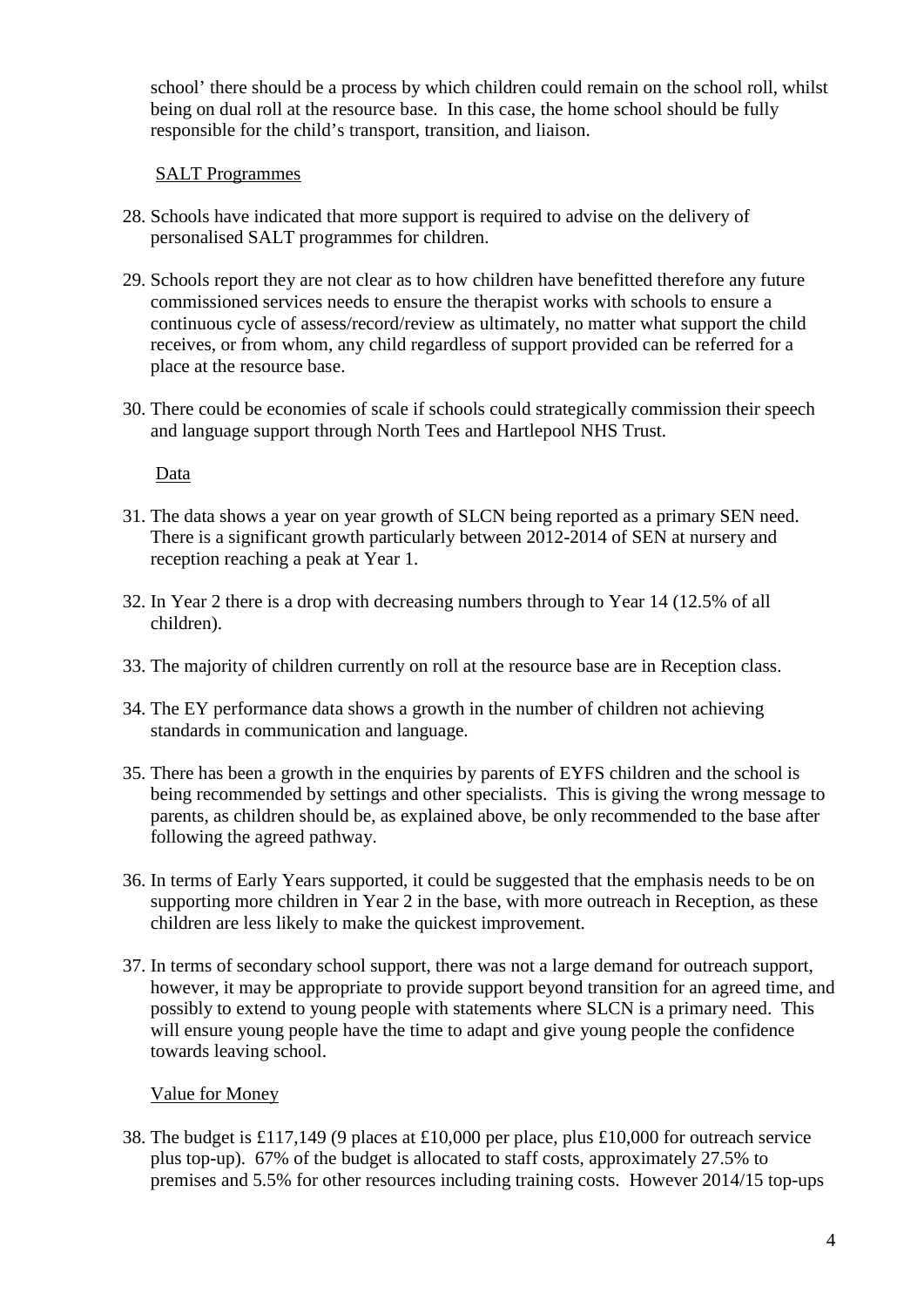school' there should be a process by which children could remain on the school roll, whilst being on dual roll at the resource base. In this case, the home school should be fully responsible for the child's transport, transition, and liaison.

<u>SALT Programmes</u>

28. Schools have indicated that more support is required to advise on the delivery of personalised SALT programmes for children.

29. Schools report they are not clear as to how children have benefitted therefore any future commissioned services needs to ensure the therapist works with schools to ensure a continuous cycle of assess/record/review as ultimately, no matter what support the child receives, or from whom, any child regardless of support provided can be referred for a place at the resource base.

30. There could be economies of scale if schools could strategically commission their speech and language support through North Tees and Hartlepool NHS Trust.

<u>Data</u>

31. The data shows a year on year growth of SLCN being reported as a primary SEN need. There is a significant growth particularly between 2012-2014 of SEN at nursery and reception reaching a peak at Year 1.

32. In Year 2 there is a drop with decreasing numbers through to Year 14 (12.5% of all children).

33. The majority of children currently on roll at the resource base are in Reception class.

34. The EY performance data shows a growth in the number of children not achieving standards in communication and language.

35. There has been a growth in the enquiries by parents of EYFS children and the school is being recommended by settings and other specialists. This is giving the wrong message to parents, as children should be, as explained above, be only recommended to the base after following the agreed pathway.

36. In terms of Early Years supported, it could be suggested that the emphasis needs to be on supporting more children in Year 2 in the base, with more outreach in Reception, as these children are less likely to make the quickest improvement.

37. In terms of secondary school support, there was not a large demand for outreach support, however, it may be appropriate to provide support beyond transition for an agreed time, and possibly to extend to young people with statements where SLCN is a primary need. This will ensure young people have the time to adapt and give young people the confidence towards leaving school.

<u>Value for Money</u>

38. The budget is £117,149 (9 places at £10,000 per place, plus £10,000 for outreach service plus top-up). 67% of the budget is allocated to staff costs, approximately 27.5% to premises and 5.5% for other resources including training costs. However 2014/15 top-ups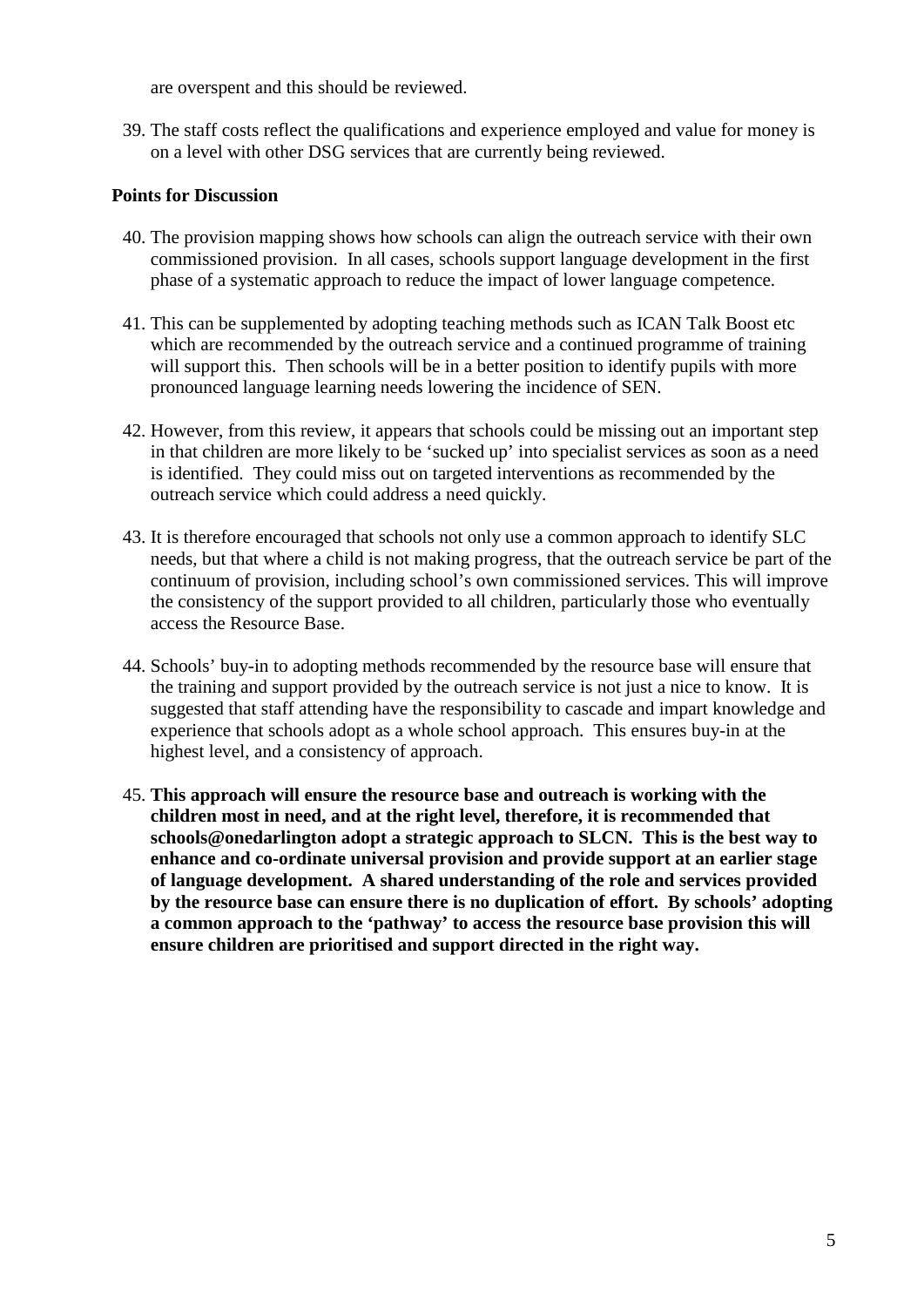are overspent and this should be reviewed.

39. The staff costs reflect the qualifications and experience employed and value for money is on a level with other DSG services that are currently being reviewed.

**Points for Discussion**

40. The provision mapping shows how schools can align the outreach service with their own commissioned provision. In all cases, schools support language development in the first phase of a systematic approach to reduce the impact of lower language competence.

41. This can be supplemented by adopting teaching methods such as ICAN Talk Boost etc which are recommended by the outreach service and a continued programme of training will support this. Then schools will be in a better position to identify pupils with more pronounced language learning needs lowering the incidence of SEN.

42. However, from this review, it appears that schools could be missing out an important step in that children are more likely to be 'sucked up' into specialist services as soon as a need is identified. They could miss out on targeted interventions as recommended by the outreach service which could address a need quickly.

43. It is therefore encouraged that schools not only use a common approach to identify SLC needs, but that where a child is not making progress, that the outreach service be part of the continuum of provision, including school's own commissioned services. This will improve the consistency of the support provided to all children, particularly those who eventually access the Resource Base.

44. Schools' buy-in to adopting methods recommended by the resource base will ensure that the training and support provided by the outreach service is not just a nice to know. It is suggested that staff attending have the responsibility to cascade and impart knowledge and experience that schools adopt as a whole school approach. This ensures buy-in at the highest level, and a consistency of approach.

45. **This approach will ensure the resource base and outreach is working with the children most in need, and at the right level, therefore, it is recommended that schools@onedarlington adopt a strategic approach to SLCN. This is the best way to enhance and co-ordinate universal provision and provide support at an earlier stage of language development. A shared understanding of the role and services provided by the resource base can ensure there is no duplication of effort. By schools' adopting a common approach to the 'pathway' to access the resource base provision this will ensure children are prioritised and support directed in the right way.**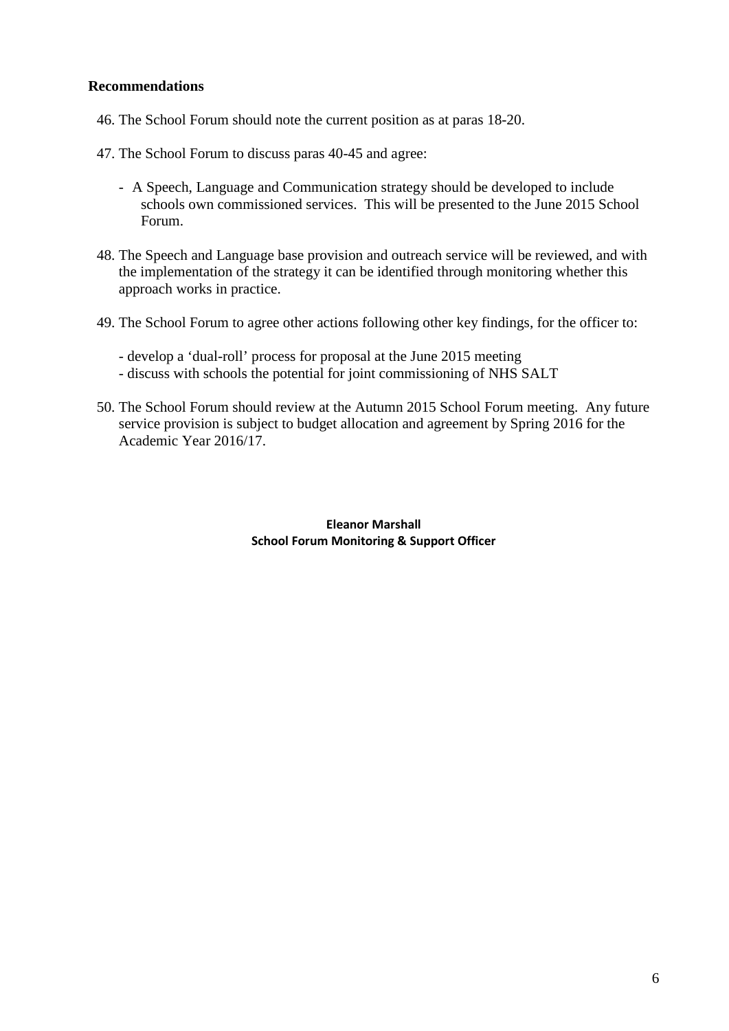**Recommendations**

46. The School Forum should note the current position as at paras 18-20.

47. The School Forum to discuss paras 40-45 and agree:

    - A Speech, Language and Communication strategy should be developed to include schools own commissioned services. This will be presented to the June 2015 School Forum.

48. The Speech and Language base provision and outreach service will be reviewed, and with the implementation of the strategy it can be identified through monitoring whether this approach works in practice.

49. The School Forum to agree other actions following other key findings, for the officer to:

    - develop a 'dual-roll' process for proposal at the June 2015 meeting
    - discuss with schools the potential for joint commissioning of NHS SALT

50. The School Forum should review at the Autumn 2015 School Forum meeting. Any future service provision is subject to budget allocation and agreement by Spring 2016 for the Academic Year 2016/17.

**Eleanor Marshall**
**School Forum Monitoring & Support Officer**